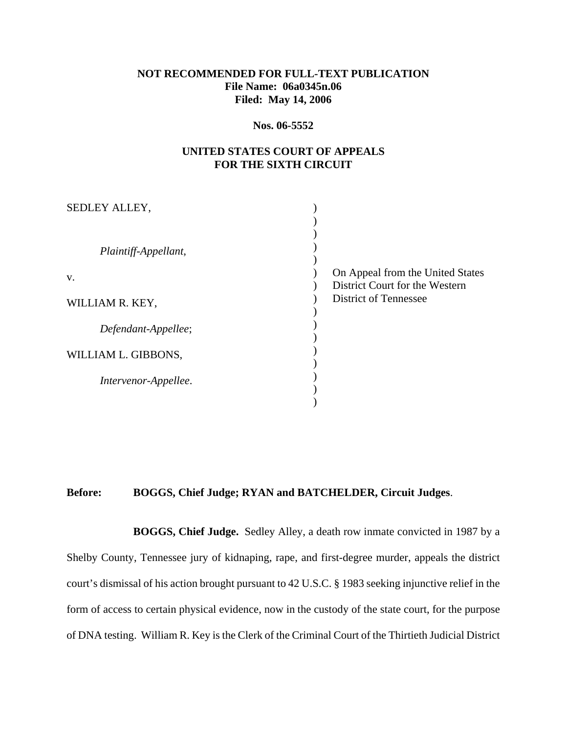**NOT RECOMMENDED FOR FULL-TEXT PUBLICATION**
**File Name: 06a0345n.06**
**Filed: May 14, 2006**

**Nos. 06-5552**

**UNITED STATES COURT OF APPEALS**
**FOR THE SIXTH CIRCUIT**

SEDLEY ALLEY,

*Plaintiff-Appellant*,

v.

WILLIAM R. KEY,

*Defendant-Appellee*;

WILLIAM L. GIBBONS,

*Intervenor-Appellee*.

On Appeal from the United States District Court for the Western District of Tennessee

**Before: BOGGS, Chief Judge; RYAN and BATCHELDER, Circuit Judges**.

**BOGGS, Chief Judge.** Sedley Alley, a death row inmate convicted in 1987 by a Shelby County, Tennessee jury of kidnaping, rape, and first-degree murder, appeals the district court's dismissal of his action brought pursuant to 42 U.S.C. § 1983 seeking injunctive relief in the form of access to certain physical evidence, now in the custody of the state court, for the purpose of DNA testing. William R. Key is the Clerk of the Criminal Court of the Thirtieth Judicial District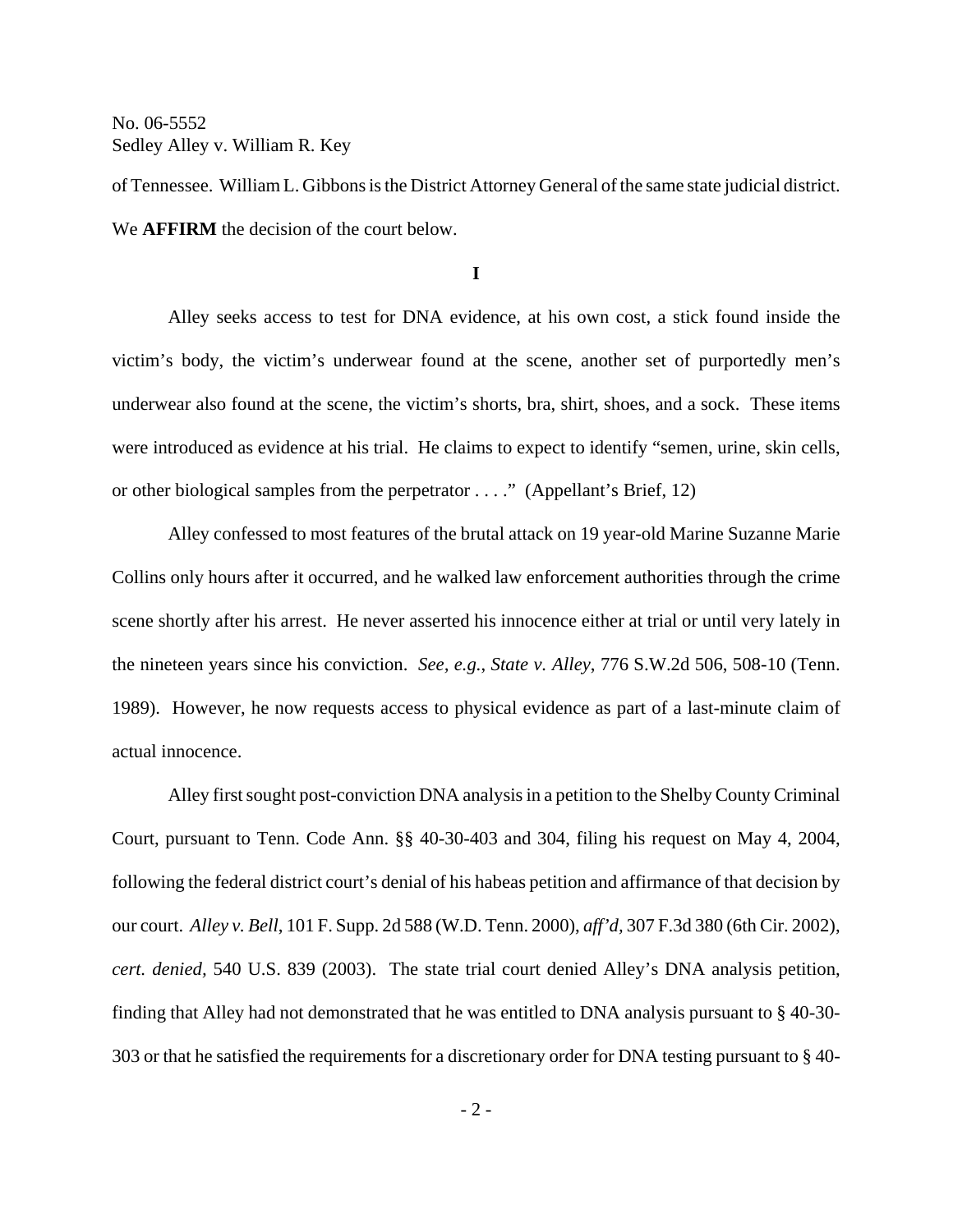of Tennessee. William L. Gibbons is the District Attorney General of the same state judicial district. We **AFFIRM** the decision of the court below.

**I**

Alley seeks access to test for DNA evidence, at his own cost, a stick found inside the victim's body, the victim's underwear found at the scene, another set of purportedly men's underwear also found at the scene, the victim's shorts, bra, shirt, shoes, and a sock. These items were introduced as evidence at his trial. He claims to expect to identify "semen, urine, skin cells, or other biological samples from the perpetrator . . . ." (Appellant's Brief, 12)

Alley confessed to most features of the brutal attack on 19 year-old Marine Suzanne Marie Collins only hours after it occurred, and he walked law enforcement authorities through the crime scene shortly after his arrest. He never asserted his innocence either at trial or until very lately in the nineteen years since his conviction. *See, e.g.*, *State v. Alley*, 776 S.W.2d 506, 508-10 (Tenn. 1989). However, he now requests access to physical evidence as part of a last-minute claim of actual innocence.

Alley first sought post-conviction DNA analysis in a petition to the Shelby County Criminal Court, pursuant to Tenn. Code Ann. §§ 40-30-403 and 304, filing his request on May 4, 2004, following the federal district court's denial of his habeas petition and affirmance of that decision by our court. *Alley v. Bell*, 101 F. Supp. 2d 588 (W.D. Tenn. 2000), *aff'd*, 307 F.3d 380 (6th Cir. 2002), *cert. denied*, 540 U.S. 839 (2003). The state trial court denied Alley's DNA analysis petition, finding that Alley had not demonstrated that he was entitled to DNA analysis pursuant to § 40-30-303 or that he satisfied the requirements for a discretionary order for DNA testing pursuant to § 40-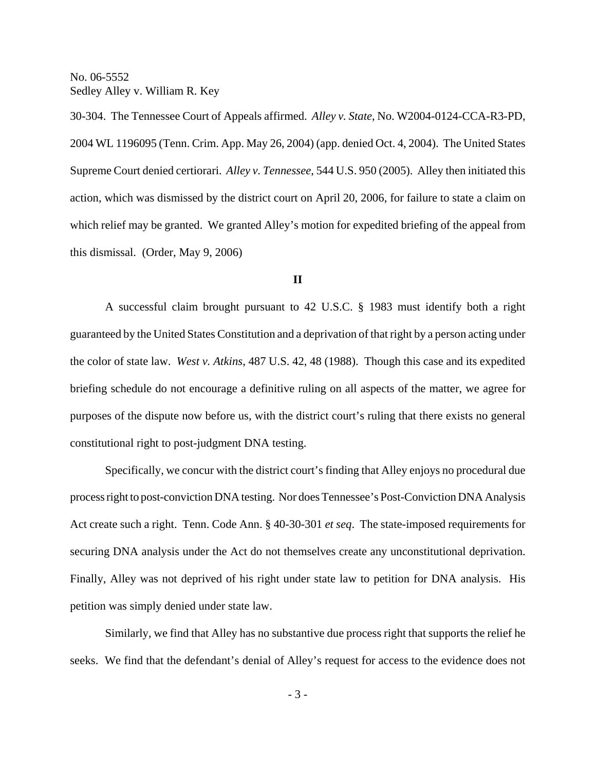30-304. The Tennessee Court of Appeals affirmed. *Alley v. State*, No. W2004-0124-CCA-R3-PD, 2004 WL 1196095 (Tenn. Crim. App. May 26, 2004) (app. denied Oct. 4, 2004). The United States Supreme Court denied certiorari. *Alley v. Tennessee*, 544 U.S. 950 (2005). Alley then initiated this action, which was dismissed by the district court on April 20, 2006, for failure to state a claim on which relief may be granted. We granted Alley's motion for expedited briefing of the appeal from this dismissal. (Order, May 9, 2006)

**II**

A successful claim brought pursuant to 42 U.S.C. § 1983 must identify both a right guaranteed by the United States Constitution and a deprivation of that right by a person acting under the color of state law. *West v. Atkins*, 487 U.S. 42, 48 (1988). Though this case and its expedited briefing schedule do not encourage a definitive ruling on all aspects of the matter, we agree for purposes of the dispute now before us, with the district court's ruling that there exists no general constitutional right to post-judgment DNA testing.

Specifically, we concur with the district court's finding that Alley enjoys no procedural due process right to post-conviction DNA testing. Nor does Tennessee's Post-Conviction DNA Analysis Act create such a right. Tenn. Code Ann. § 40-30-301 *et seq*. The state-imposed requirements for securing DNA analysis under the Act do not themselves create any unconstitutional deprivation. Finally, Alley was not deprived of his right under state law to petition for DNA analysis. His petition was simply denied under state law.

Similarly, we find that Alley has no substantive due process right that supports the relief he seeks. We find that the defendant's denial of Alley's request for access to the evidence does not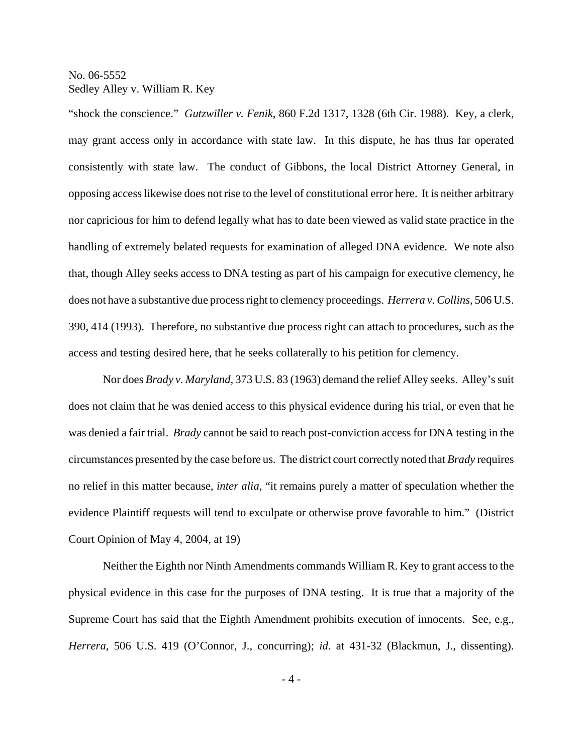"shock the conscience." *Gutzwiller v. Fenik*, 860 F.2d 1317, 1328 (6th Cir. 1988). Key, a clerk, may grant access only in accordance with state law. In this dispute, he has thus far operated consistently with state law. The conduct of Gibbons, the local District Attorney General, in opposing access likewise does not rise to the level of constitutional error here. It is neither arbitrary nor capricious for him to defend legally what has to date been viewed as valid state practice in the handling of extremely belated requests for examination of alleged DNA evidence. We note also that, though Alley seeks access to DNA testing as part of his campaign for executive clemency, he does not have a substantive due process right to clemency proceedings. *Herrera v. Collins*, 506 U.S. 390, 414 (1993). Therefore, no substantive due process right can attach to procedures, such as the access and testing desired here, that he seeks collaterally to his petition for clemency.

Nor does *Brady v. Maryland*, 373 U.S. 83 (1963) demand the relief Alley seeks. Alley's suit does not claim that he was denied access to this physical evidence during his trial, or even that he was denied a fair trial. *Brady* cannot be said to reach post-conviction access for DNA testing in the circumstances presented by the case before us. The district court correctly noted that *Brady* requires no relief in this matter because, *inter alia*, "it remains purely a matter of speculation whether the evidence Plaintiff requests will tend to exculpate or otherwise prove favorable to him." (District Court Opinion of May 4, 2004, at 19)

Neither the Eighth nor Ninth Amendments commands William R. Key to grant access to the physical evidence in this case for the purposes of DNA testing. It is true that a majority of the Supreme Court has said that the Eighth Amendment prohibits execution of innocents. See, e.g., *Herrera*, 506 U.S. 419 (O'Connor, J., concurring); *id*. at 431-32 (Blackmun, J., dissenting).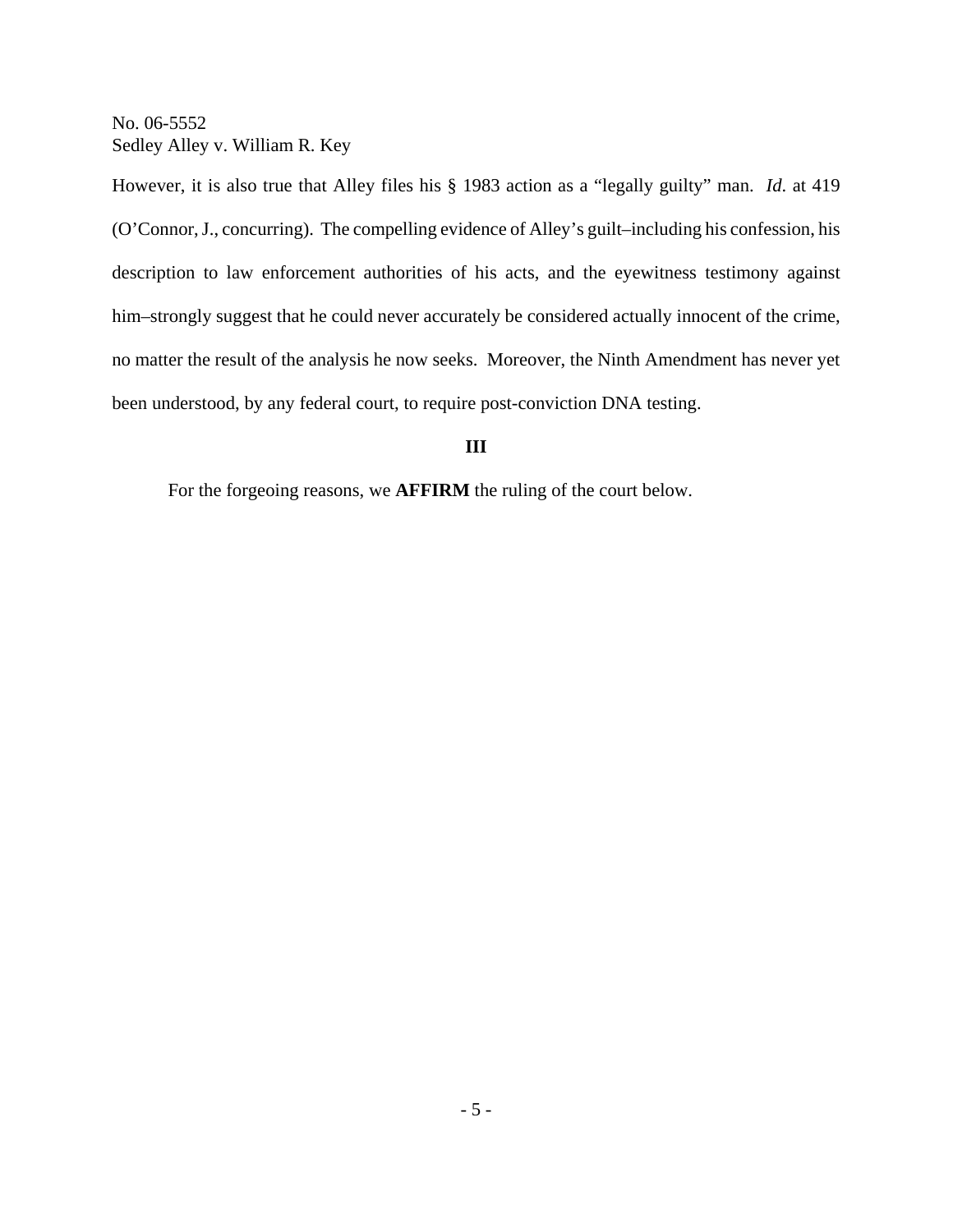However, it is also true that Alley files his § 1983 action as a "legally guilty" man. *Id*. at 419 (O'Connor, J., concurring). The compelling evidence of Alley's guilt–including his confession, his description to law enforcement authorities of his acts, and the eyewitness testimony against him–strongly suggest that he could never accurately be considered actually innocent of the crime, no matter the result of the analysis he now seeks. Moreover, the Ninth Amendment has never yet been understood, by any federal court, to require post-conviction DNA testing.

## III

For the forgeoing reasons, we **AFFIRM** the ruling of the court below.